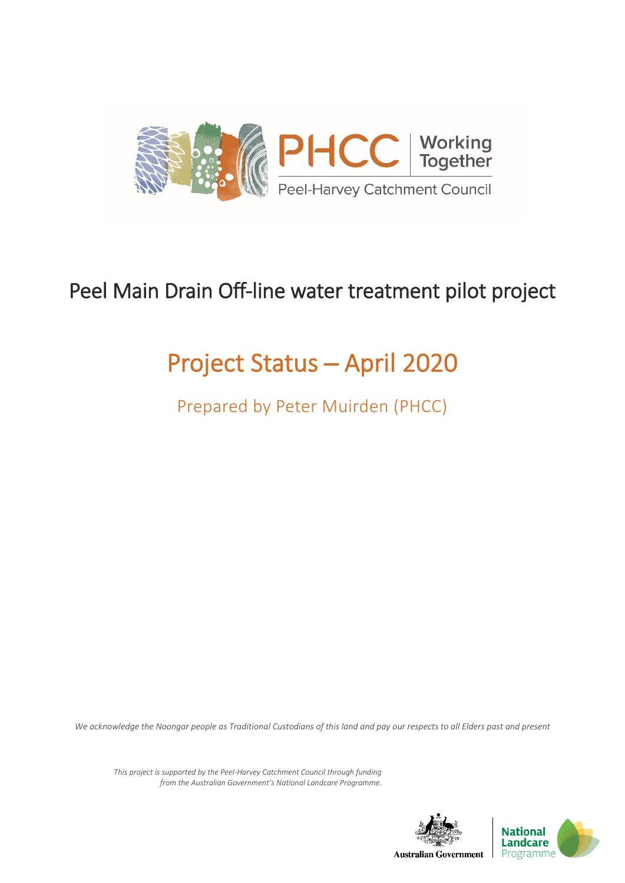PHCC | Working Together

Peel-Harvey Catchment Council

# Peel Main Drain Off-line water treatment pilot project

## Project Status – April 2020

### Prepared by Peter Muirden (PHCC)

*We acknowledge the Noongar people as Traditional Custodians of this land and pay our respects to all Elders past and present*

*This project is supported by the Peel-Harvey Catchment Council through funding from the Australian Government's National Landcare Programme.*

Australian Government | National Landcare Programme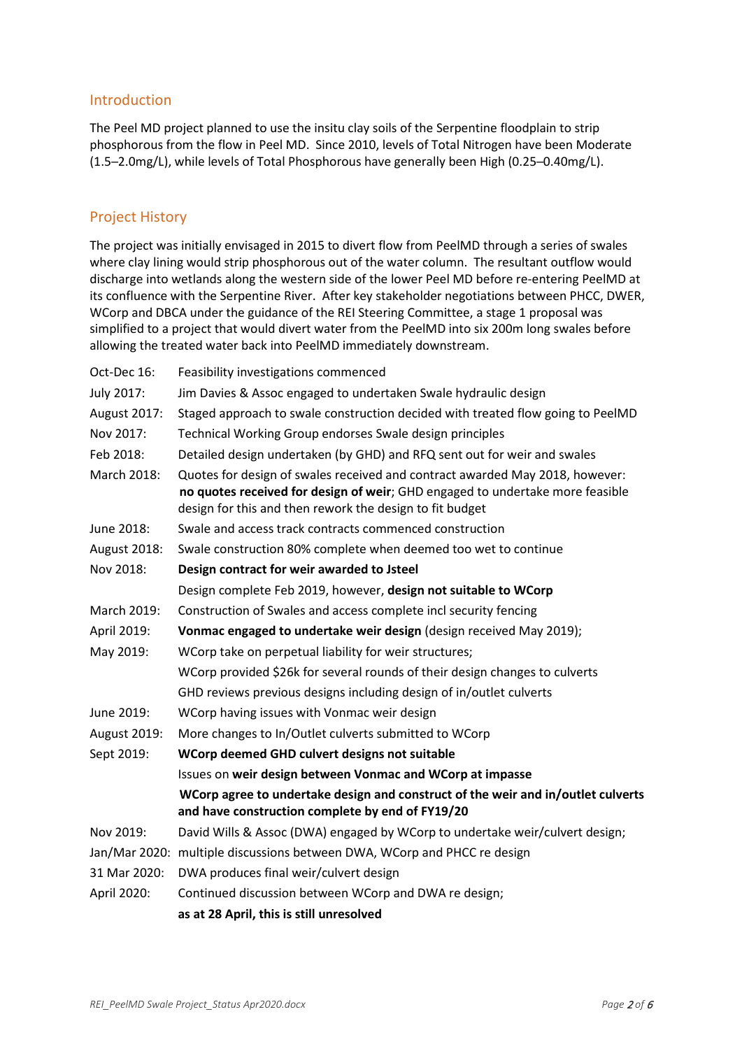## Introduction

The Peel MD project planned to use the insitu clay soils of the Serpentine floodplain to strip phosphorous from the flow in Peel MD. Since 2010, levels of Total Nitrogen have been Moderate (1.5–2.0mg/L), while levels of Total Phosphorous have generally been High (0.25–0.40mg/L).

## Project History

The project was initially envisaged in 2015 to divert flow from PeelMD through a series of swales where clay lining would strip phosphorous out of the water column. The resultant outflow would discharge into wetlands along the western side of the lower Peel MD before re-entering PeelMD at its confluence with the Serpentine River. After key stakeholder negotiations between PHCC, DWER, WCorp and DBCA under the guidance of the REI Steering Committee, a stage 1 proposal was simplified to a project that would divert water from the PeelMD into six 200m long swales before allowing the treated water back into PeelMD immediately downstream.

| | |
|---|---|
| Oct-Dec 16: | Feasibility investigations commenced |
| July 2017: | Jim Davies & Assoc engaged to undertaken Swale hydraulic design |
| August 2017: | Staged approach to swale construction decided with treated flow going to PeelMD |
| Nov 2017: | Technical Working Group endorses Swale design principles |
| Feb 2018: | Detailed design undertaken (by GHD) and RFQ sent out for weir and swales |
| March 2018: | Quotes for design of swales received and contract awarded May 2018, however: **no quotes received for design of weir**; GHD engaged to undertake more feasible design for this and then rework the design to fit budget |
| June 2018: | Swale and access track contracts commenced construction |
| August 2018: | Swale construction 80% complete when deemed too wet to continue |
| Nov 2018: | **Design contract for weir awarded to Jsteel** |
| | Design complete Feb 2019, however, **design not suitable to WCorp** |
| March 2019: | Construction of Swales and access complete incl security fencing |
| April 2019: | **Vonmac engaged to undertake weir design** (design received May 2019); |
| May 2019: | WCorp take on perpetual liability for weir structures; |
| | WCorp provided $26k for several rounds of their design changes to culverts |
| | GHD reviews previous designs including design of in/outlet culverts |
| June 2019: | WCorp having issues with Vonmac weir design |
| August 2019: | More changes to In/Outlet culverts submitted to WCorp |
| Sept 2019: | **WCorp deemed GHD culvert designs not suitable** |
| | Issues on **weir design between Vonmac and WCorp at impasse** |
| | **WCorp agree to undertake design and construct of the weir and in/outlet culverts and have construction complete by end of FY19/20** |
| Nov 2019: | David Wills & Assoc (DWA) engaged by WCorp to undertake weir/culvert design; |
| Jan/Mar 2020: | multiple discussions between DWA, WCorp and PHCC re design |
| 31 Mar 2020: | DWA produces final weir/culvert design |
| April 2020: | Continued discussion between WCorp and DWA re design; |
| | **as at 28 April, this is still unresolved** |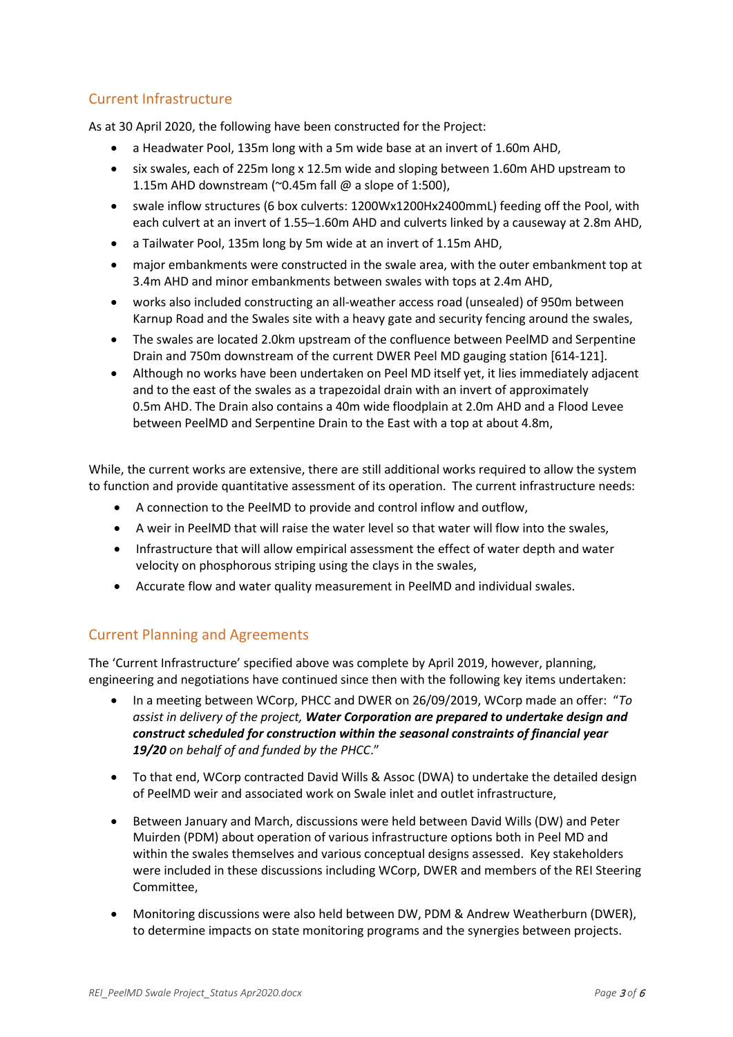## Current Infrastructure

As at 30 April 2020, the following have been constructed for the Project:

- a Headwater Pool, 135m long with a 5m wide base at an invert of 1.60m AHD,
- six swales, each of 225m long x 12.5m wide and sloping between 1.60m AHD upstream to 1.15m AHD downstream (~0.45m fall @ a slope of 1:500),
- swale inflow structures (6 box culverts: 1200Wx1200Hx2400mmL) feeding off the Pool, with each culvert at an invert of 1.55–1.60m AHD and culverts linked by a causeway at 2.8m AHD,
- a Tailwater Pool, 135m long by 5m wide at an invert of 1.15m AHD,
- major embankments were constructed in the swale area, with the outer embankment top at 3.4m AHD and minor embankments between swales with tops at 2.4m AHD,
- works also included constructing an all-weather access road (unsealed) of 950m between Karnup Road and the Swales site with a heavy gate and security fencing around the swales,
- The swales are located 2.0km upstream of the confluence between PeelMD and Serpentine Drain and 750m downstream of the current DWER Peel MD gauging station [614-121].
- Although no works have been undertaken on Peel MD itself yet, it lies immediately adjacent and to the east of the swales as a trapezoidal drain with an invert of approximately 0.5m AHD. The Drain also contains a 40m wide floodplain at 2.0m AHD and a Flood Levee between PeelMD and Serpentine Drain to the East with a top at about 4.8m,

While, the current works are extensive, there are still additional works required to allow the system to function and provide quantitative assessment of its operation. The current infrastructure needs:

- A connection to the PeelMD to provide and control inflow and outflow,
- A weir in PeelMD that will raise the water level so that water will flow into the swales,
- Infrastructure that will allow empirical assessment the effect of water depth and water velocity on phosphorous striping using the clays in the swales,
- Accurate flow and water quality measurement in PeelMD and individual swales.

## Current Planning and Agreements

The 'Current Infrastructure' specified above was complete by April 2019, however, planning, engineering and negotiations have continued since then with the following key items undertaken:

- In a meeting between WCorp, PHCC and DWER on 26/09/2019, WCorp made an offer: "*To assist in delivery of the project, **Water Corporation are prepared to undertake design and construct scheduled for construction within the seasonal constraints of financial year 19/20** on behalf of and funded by the PHCC*."
- To that end, WCorp contracted David Wills & Assoc (DWA) to undertake the detailed design of PeelMD weir and associated work on Swale inlet and outlet infrastructure,
- Between January and March, discussions were held between David Wills (DW) and Peter Muirden (PDM) about operation of various infrastructure options both in Peel MD and within the swales themselves and various conceptual designs assessed. Key stakeholders were included in these discussions including WCorp, DWER and members of the REI Steering Committee,
- Monitoring discussions were also held between DW, PDM & Andrew Weatherburn (DWER), to determine impacts on state monitoring programs and the synergies between projects.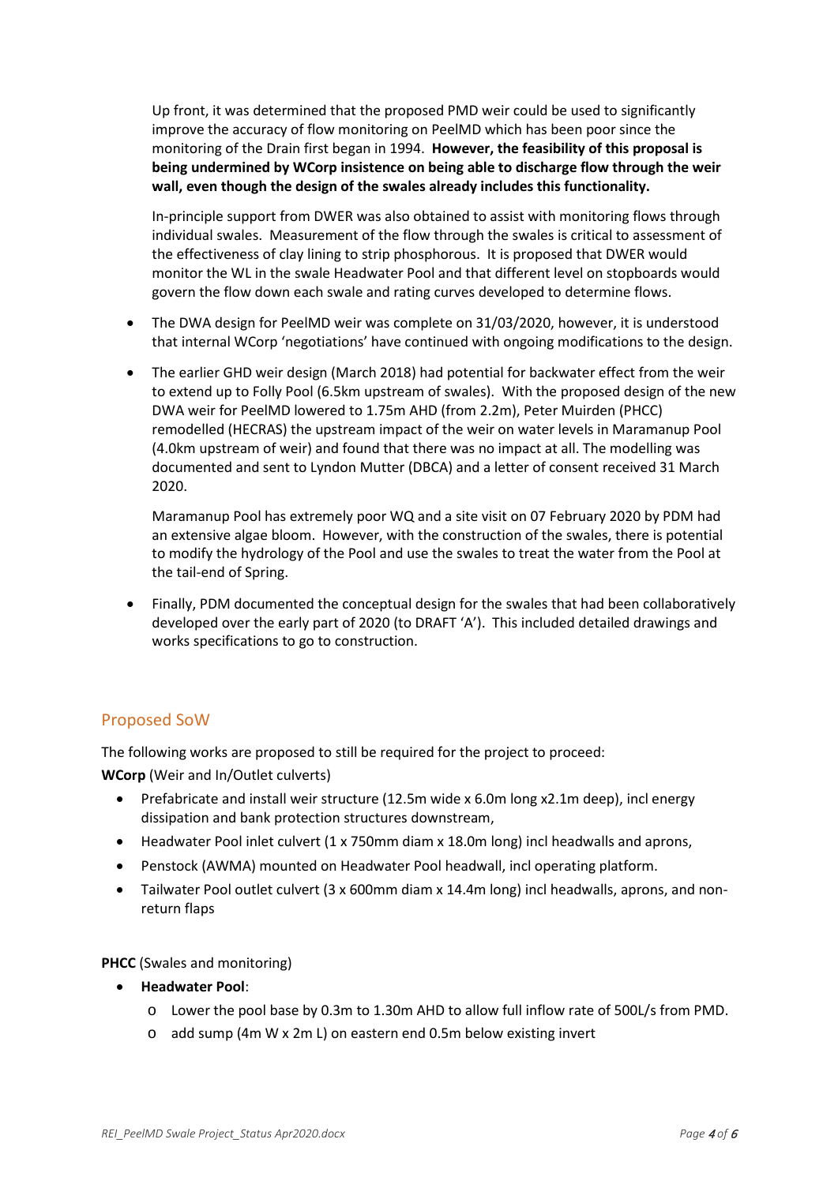Up front, it was determined that the proposed PMD weir could be used to significantly improve the accuracy of flow monitoring on PeelMD which has been poor since the monitoring of the Drain first began in 1994. **However, the feasibility of this proposal is being undermined by WCorp insistence on being able to discharge flow through the weir wall, even though the design of the swales already includes this functionality.**

In-principle support from DWER was also obtained to assist with monitoring flows through individual swales. Measurement of the flow through the swales is critical to assessment of the effectiveness of clay lining to strip phosphorous. It is proposed that DWER would monitor the WL in the swale Headwater Pool and that different level on stopboards would govern the flow down each swale and rating curves developed to determine flows.

- The DWA design for PeelMD weir was complete on 31/03/2020, however, it is understood that internal WCorp 'negotiations' have continued with ongoing modifications to the design.
- The earlier GHD weir design (March 2018) had potential for backwater effect from the weir to extend up to Folly Pool (6.5km upstream of swales). With the proposed design of the new DWA weir for PeelMD lowered to 1.75m AHD (from 2.2m), Peter Muirden (PHCC) remodelled (HECRAS) the upstream impact of the weir on water levels in Maramanup Pool (4.0km upstream of weir) and found that there was no impact at all. The modelling was documented and sent to Lyndon Mutter (DBCA) and a letter of consent received 31 March 2020.

  Maramanup Pool has extremely poor WQ and a site visit on 07 February 2020 by PDM had an extensive algae bloom. However, with the construction of the swales, there is potential to modify the hydrology of the Pool and use the swales to treat the water from the Pool at the tail-end of Spring.

- Finally, PDM documented the conceptual design for the swales that had been collaboratively developed over the early part of 2020 (to DRAFT 'A'). This included detailed drawings and works specifications to go to construction.

## Proposed SoW

The following works are proposed to still be required for the project to proceed:

**WCorp** (Weir and In/Outlet culverts)

- Prefabricate and install weir structure (12.5m wide x 6.0m long x2.1m deep), incl energy dissipation and bank protection structures downstream,
- Headwater Pool inlet culvert (1 x 750mm diam x 18.0m long) incl headwalls and aprons,
- Penstock (AWMA) mounted on Headwater Pool headwall, incl operating platform.
- Tailwater Pool outlet culvert (3 x 600mm diam x 14.4m long) incl headwalls, aprons, and non-return flaps

**PHCC** (Swales and monitoring)

- **Headwater Pool**:
  - Lower the pool base by 0.3m to 1.30m AHD to allow full inflow rate of 500L/s from PMD.
  - add sump (4m W x 2m L) on eastern end 0.5m below existing invert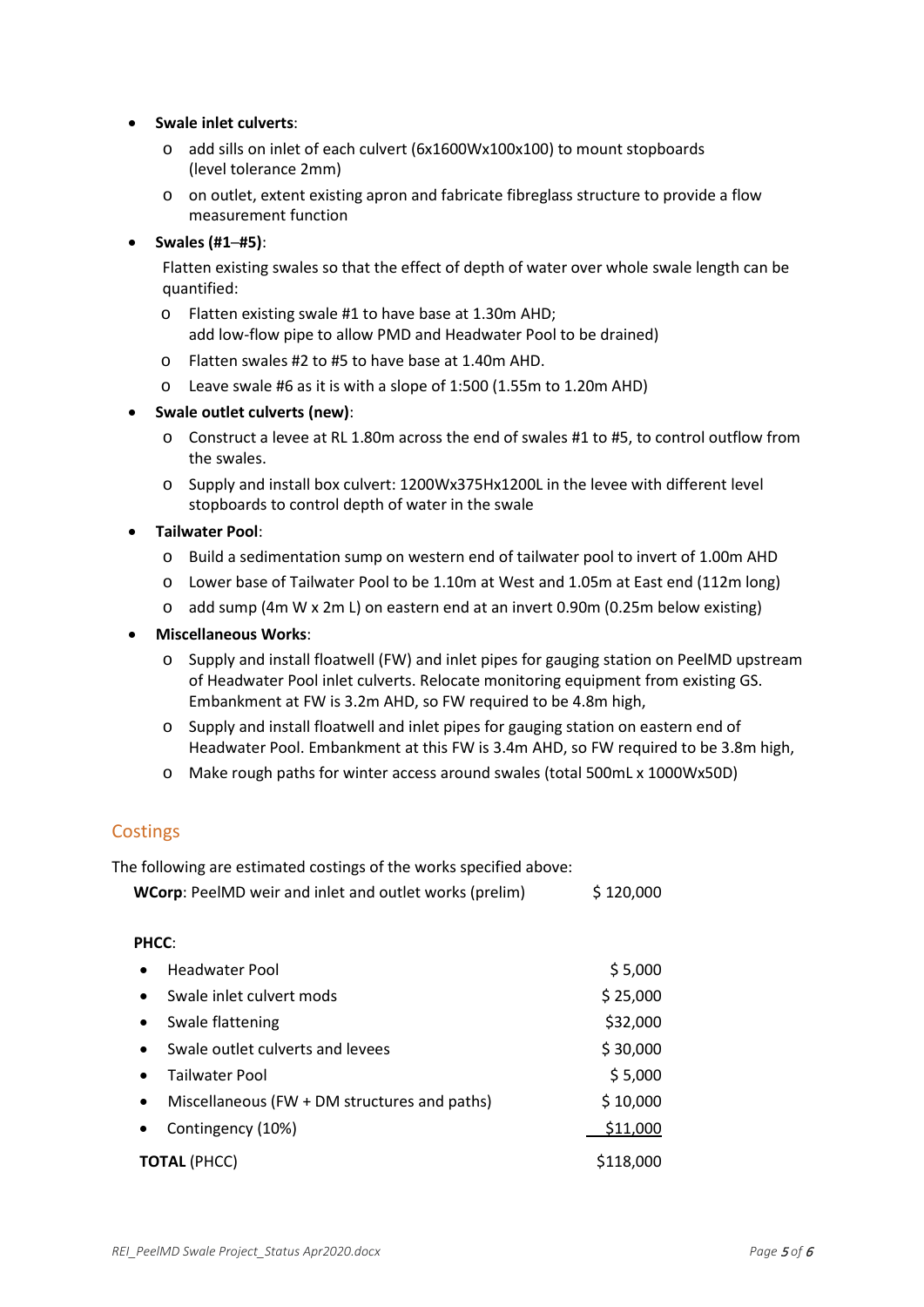- **Swale inlet culverts**:
  - add sills on inlet of each culvert (6x1600Wx100x100) to mount stopboards (level tolerance 2mm)
  - on outlet, extent existing apron and fabricate fibreglass structure to provide a flow measurement function
- **Swales (#1–#5)**:

  Flatten existing swales so that the effect of depth of water over whole swale length can be quantified:

  - Flatten existing swale #1 to have base at 1.30m AHD; add low-flow pipe to allow PMD and Headwater Pool to be drained)
  - Flatten swales #2 to #5 to have base at 1.40m AHD.
  - Leave swale #6 as it is with a slope of 1:500 (1.55m to 1.20m AHD)
- **Swale outlet culverts (new)**:
  - Construct a levee at RL 1.80m across the end of swales #1 to #5, to control outflow from the swales.
  - Supply and install box culvert: 1200Wx375Hx1200L in the levee with different level stopboards to control depth of water in the swale
- **Tailwater Pool**:
  - Build a sedimentation sump on western end of tailwater pool to invert of 1.00m AHD
  - Lower base of Tailwater Pool to be 1.10m at West and 1.05m at East end (112m long)
  - add sump (4m W x 2m L) on eastern end at an invert 0.90m (0.25m below existing)
- **Miscellaneous Works**:
  - Supply and install floatwell (FW) and inlet pipes for gauging station on PeelMD upstream of Headwater Pool inlet culverts. Relocate monitoring equipment from existing GS. Embankment at FW is 3.2m AHD, so FW required to be 4.8m high,
  - Supply and install floatwell and inlet pipes for gauging station on eastern end of Headwater Pool. Embankment at this FW is 3.4m AHD, so FW required to be 3.8m high,
  - Make rough paths for winter access around swales (total 500mL x 1000Wx50D)

## Costings

The following are estimated costings of the works specified above:

| | |
|---|---|
| **WCorp**: PeelMD weir and inlet and outlet works (prelim) | $ 120,000 |
| | |
| **PHCC**: | |
| • Headwater Pool | $ 5,000 |
| • Swale inlet culvert mods | $ 25,000 |
| • Swale flattening | $32,000 |
| • Swale outlet culverts and levees | $ 30,000 |
| • Tailwater Pool | $ 5,000 |
| • Miscellaneous (FW + DM structures and paths) | $ 10,000 |
| • Contingency (10%) | $11,000 |
| **TOTAL** (PHCC) | $118,000 |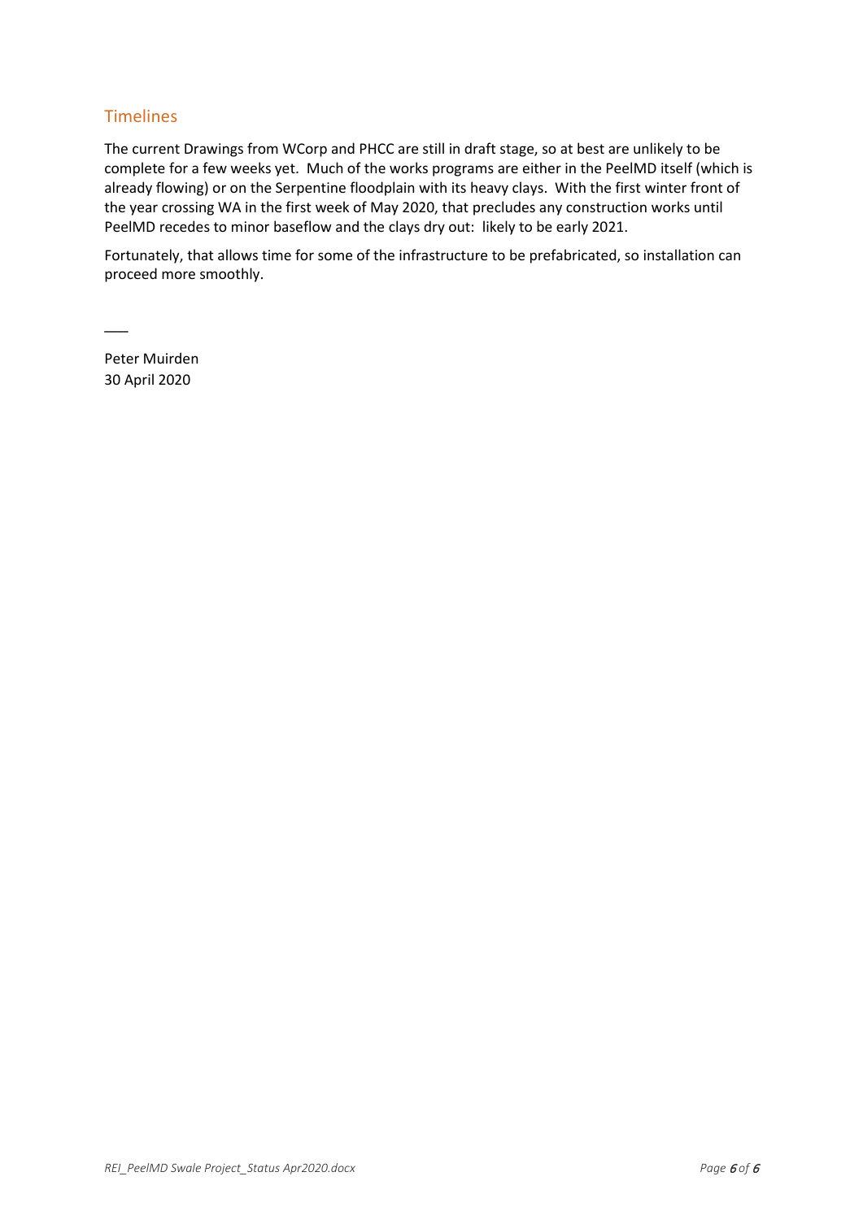## Timelines

The current Drawings from WCorp and PHCC are still in draft stage, so at best are unlikely to be complete for a few weeks yet. Much of the works programs are either in the PeelMD itself (which is already flowing) or on the Serpentine floodplain with its heavy clays. With the first winter front of the year crossing WA in the first week of May 2020, that precludes any construction works until PeelMD recedes to minor baseflow and the clays dry out: likely to be early 2021.

Fortunately, that allows time for some of the infrastructure to be prefabricated, so installation can proceed more smoothly.

\_\_\_

Peter Muirden  
30 April 2020